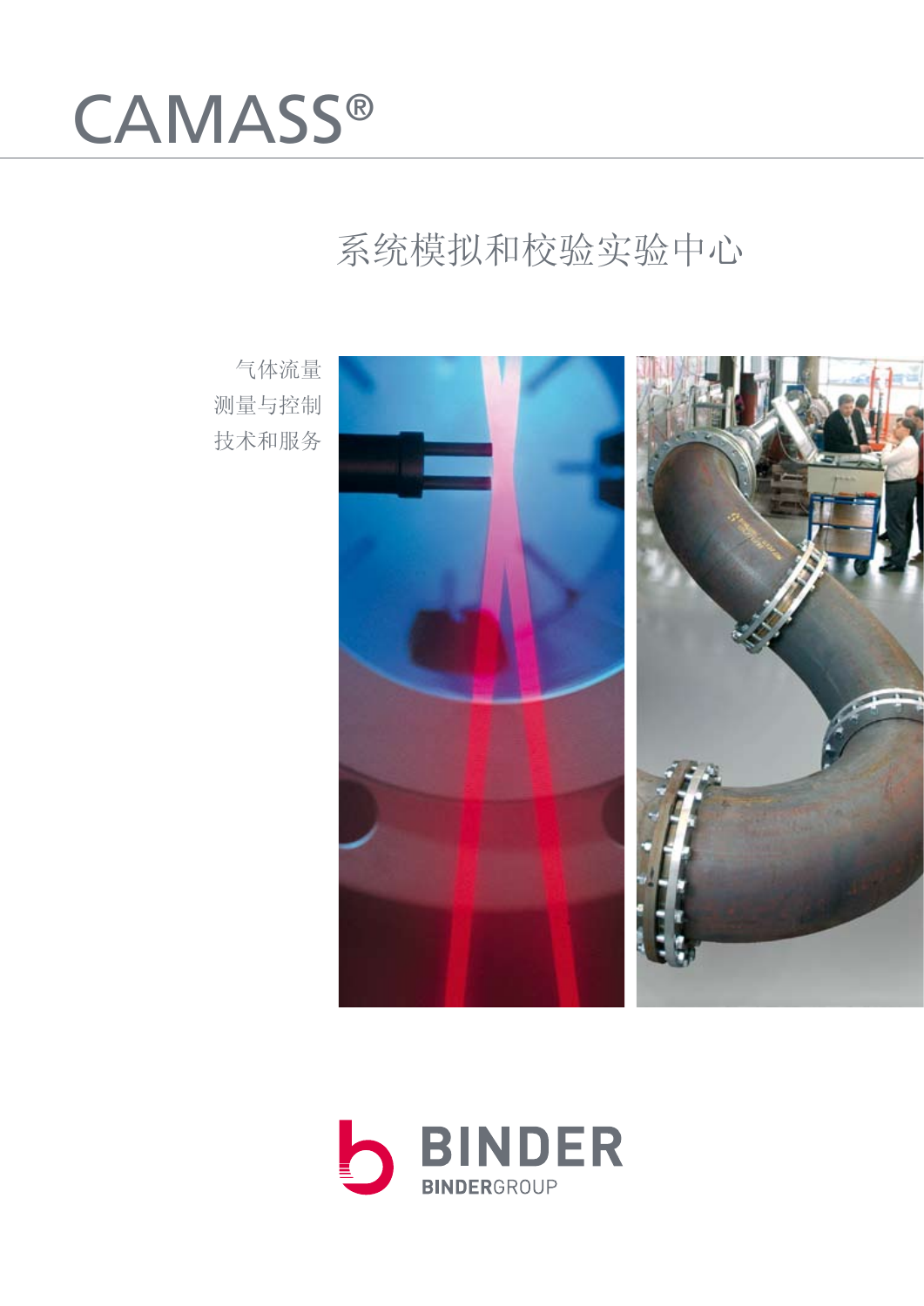# CAMASS®

## 系统模拟和校验实验中心

气体流量
测量与控制
技术和服务

BINDER
BINDERGROUP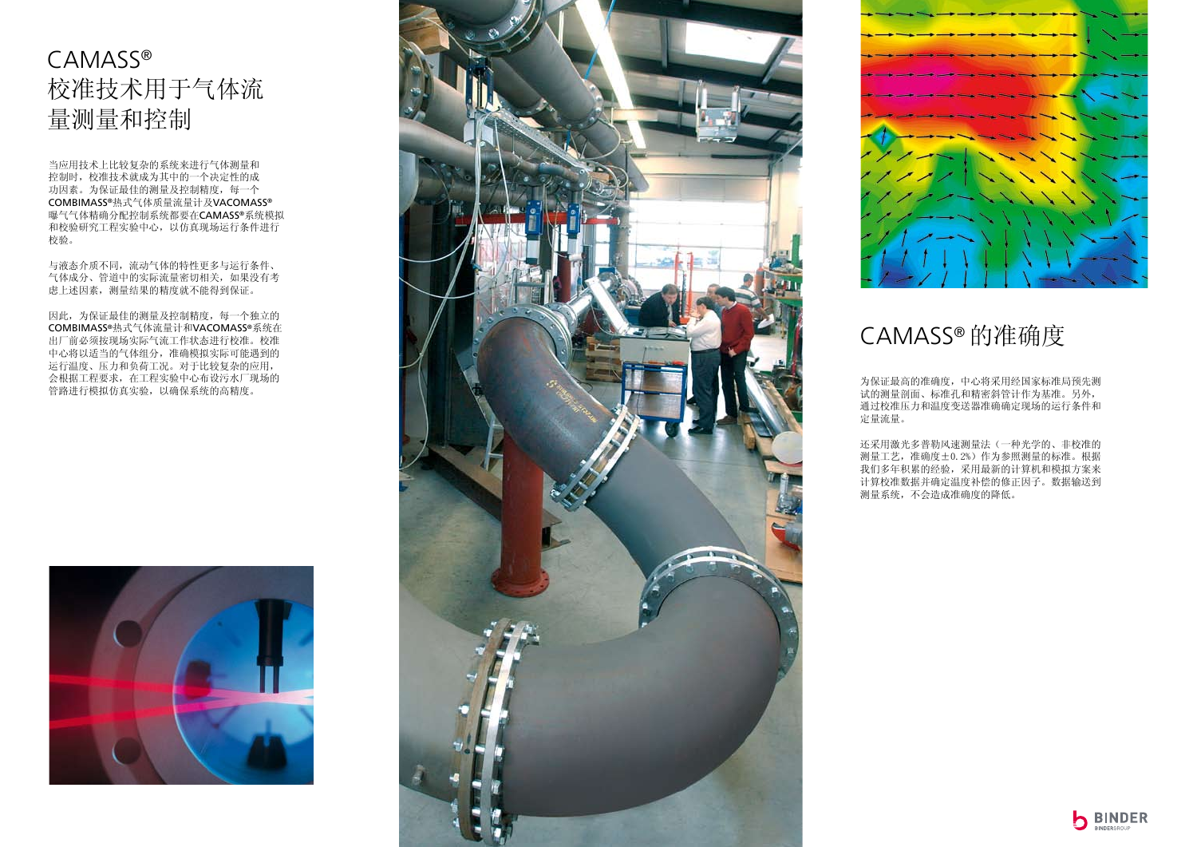# CAMASS® 校准技术用于气体流量测量和控制

当应用技术上比较复杂的系统来进行气体测量和控制时，校准技术就成为其中的一个决定性的成功因素。为保证最佳的测量及控制精度，每一个COMBIMASS®热式气体质量流量计及VACOMASS®曝气气体精确分配控制系统都要在CAMASS®系统模拟和校验研究工程实验中心，以仿真现场运行条件进行校验。

与液态介质不同，流动气体的特性更多与运行条件、气体成分、管道中的实际流量密切相关，如果没有考虑上述因素，测量结果的精度就不能得到保证。

因此，为保证最佳的测量及控制精度，每一个独立的COMBIMASS®热式气体流量计和VACOMASS®系统在出厂前必须按现场实际气流工作状态进行校准。校准中心将以适当的气体组分，准确模拟实际可能遇到的运行温度、压力和负荷工况。对于比较复杂的应用，会根据工程要求，在工程实验中心布设污水厂现场的管路进行模拟仿真实验，以确保系统的高精度。

## CAMASS® 的准确度

为保证最高的准确度，中心将采用经国家标准局预先测试的测量剖面、标准孔和精密斜管计作为基准。另外，通过校准压力和温度变送器准确确定现场的运行条件和定量流量。

还采用激光多普勒风速测量法（一种光学的、非校准的测量工艺，准确度±0.2%）作为参照测量的标准。根据我们多年积累的经验，采用最新的计算机和模拟方案来计算校准数据并确定温度补偿的修正因子。数据输送到测量系统，不会造成准确度的降低。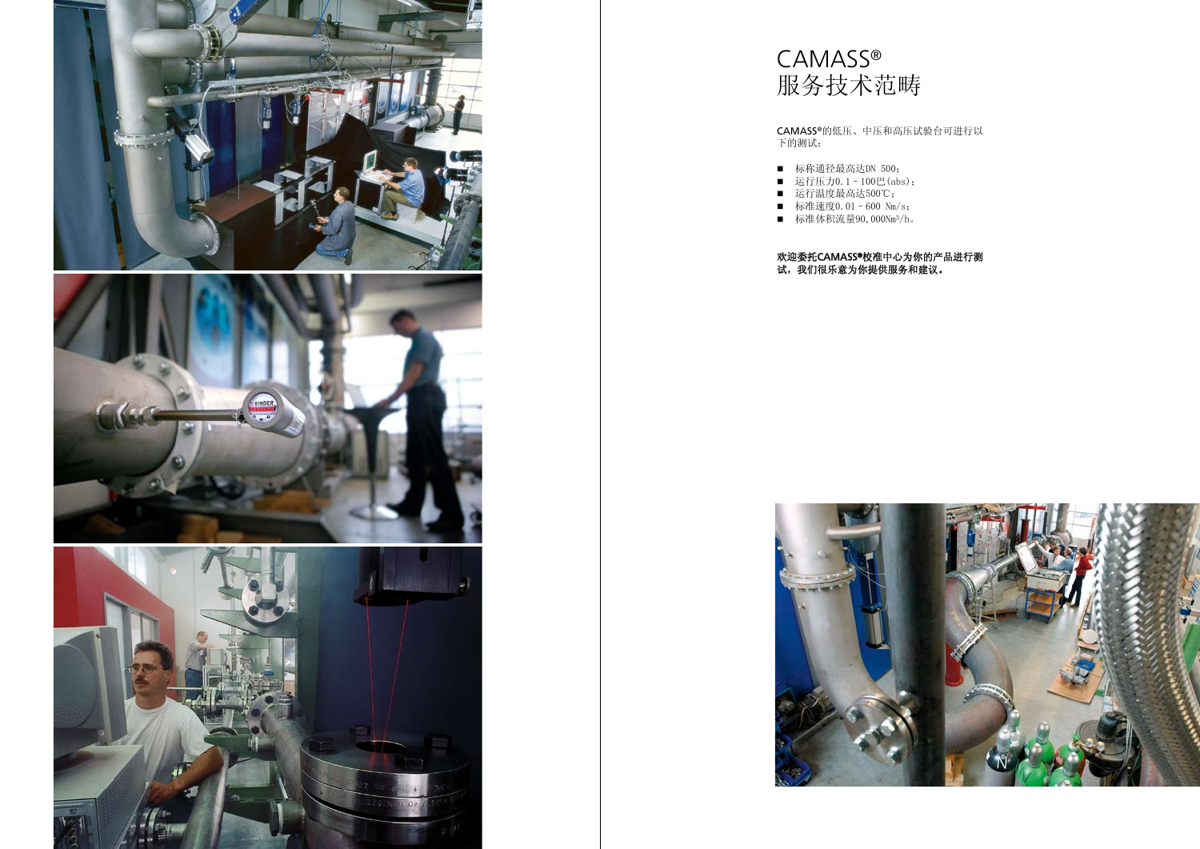# CAMASS®
# 服务技术范畴

CAMASS®的低压、中压和高压试验台可进行以下的测试：

- 标称通径最高达DN 500；
- 运行压力0.1 – 100巴(abs)；
- 运行温度最高达500℃；
- 标准速度0.01 – 600 Nm/s；
- 标准体积流量90,000Nm³/h。

**欢迎委托CAMASS®校准中心为你的产品进行测试，我们很乐意为你提供服务和建议。**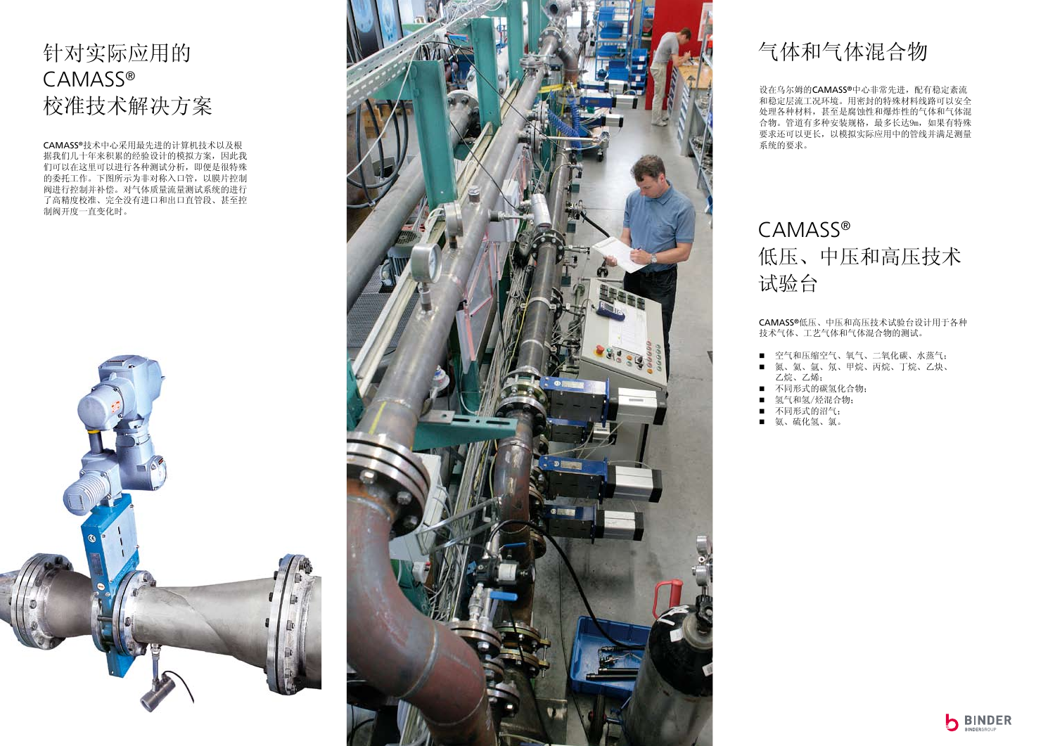# 针对实际应用的 CAMASS® 校准技术解决方案

CAMASS®技术中心采用最先进的计算机技术以及根据我们几十年来积累的经验设计的模拟方案，因此我们可以在这里可以进行各种测试分析，即便是很特殊的委托工作。下图所示为非对称入口管，以膜片控制阀进行控制并补偿。对气体质量流量测试系统的进行了高精度校准、完全没有进口和出口直管段、甚至控制阀开度一直变化时。

# 气体和气体混合物

设在乌尔姆的CAMASS®中心非常先进，配有稳定紊流和稳定层流工况环境。用密封的特殊材料线路可以安全处理各种材料，甚至是腐蚀性和爆炸性的气体和气体混合物。管道有多种安装规格，最多长达9m，如果有特殊要求还可以更长，以模拟实际应用中的管线并满足测量系统的要求。

# CAMASS® 低压、中压和高压技术试验台

CAMASS®低压、中压和高压技术试验台设计用于各种技术气体、工艺气体和气体混合物的测试。

- 空气和压缩空气、氧气、二氧化碳、水蒸气；
- 氮、氢、氩、氖、甲烷、丙烷、丁烷、乙炔、乙烷、乙烯；
- 不同形式的碳氢化合物；
- 氢气和氢/烃混合物；
- 不同形式的沼气；
- 氨、硫化氢、氯。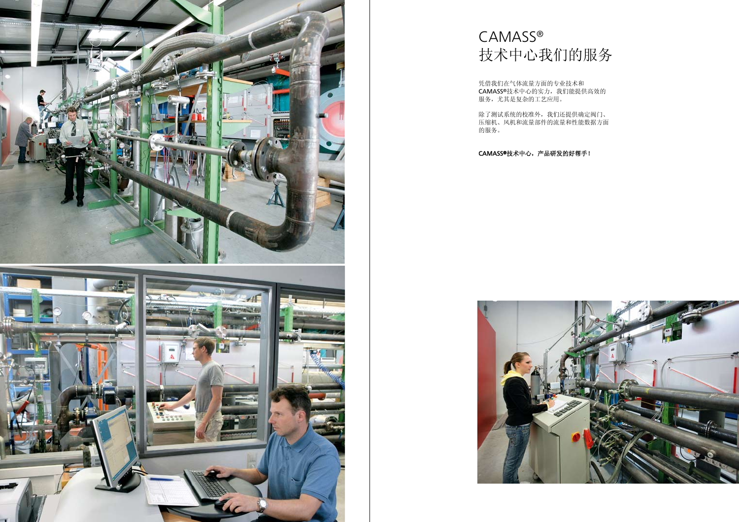# CAMASS®
# 技术中心我们的服务

凭借我们在气体流量方面的专业技术和CAMASS®技术中心的实力，我们能提供高效的服务，尤其是复杂的工艺应用。

除了测试系统的校准外，我们还提供确定阀门、压缩机、风机和流量部件的流量和性能数据方面的服务。

**CAMASS®技术中心，产品研发的好帮手！**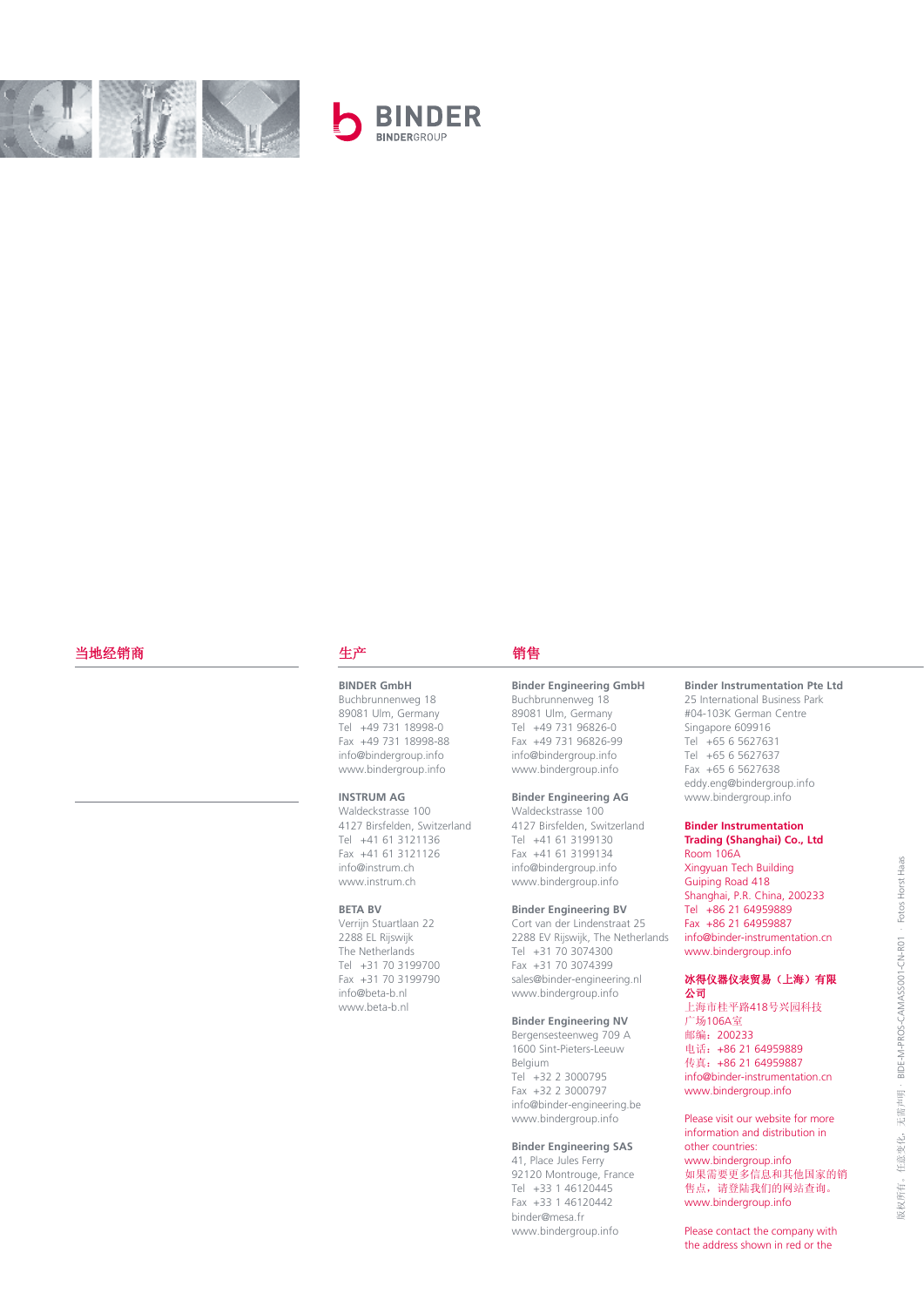BINDER
BINDERGROUP

## 当地经销商

## 生产

**BINDER GmbH**
Buchbrunnenweg 18
89081 Ulm, Germany
Tel +49 731 18998-0
Fax +49 731 18998-88
info@bindergroup.info
www.bindergroup.info

**INSTRUM AG**
Waldeckstrasse 100
4127 Birsfelden, Switzerland
Tel +41 61 3121136
Fax +41 61 3121126
info@instrum.ch
www.instrum.ch

**BETA BV**
Verrijn Stuartlaan 22
2288 EL Rijswijk
The Netherlands
Tel +31 70 3199700
Fax +31 70 3199790
info@beta-b.nl
www.beta-b.nl

## 销售

**Binder Engineering GmbH**
Buchbrunnenweg 18
89081 Ulm, Germany
Tel +49 731 96826-0
Fax +49 731 96826-99
info@bindergroup.info
www.bindergroup.info

**Binder Engineering AG**
Waldeckstrasse 100
4127 Birsfelden, Switzerland
Tel +41 61 3199130
Fax +41 61 3199134
info@bindergroup.info
www.bindergroup.info

**Binder Engineering BV**
Cort van der Lindenstraat 25
2288 EV Rijswijk, The Netherlands
Tel +31 70 3074300
Fax +31 70 3074399
sales@binder-engineering.nl
www.bindergroup.info

**Binder Engineering NV**
Bergensesteenweg 709 A
1600 Sint-Pieters-Leeuw
Belgium
Tel +32 2 3000795
Fax +32 2 3000797
info@binder-engineering.be
www.bindergroup.info

**Binder Engineering SAS**
41, Place Jules Ferry
92120 Montrouge, France
Tel +33 1 46120445
Fax +33 1 46120442
binder@mesa.fr
www.bindergroup.info

**Binder Instrumentation Pte Ltd**
25 International Business Park
#04-103K German Centre
Singapore 609916
Tel +65 6 5627631
Tel +65 6 5627637
Fax +65 6 5627638
eddy.eng@bindergroup.info
www.bindergroup.info

**Binder Instrumentation Trading (Shanghai) Co., Ltd**
Room 106A
Xingyuan Tech Building
Guiping Road 418
Shanghai, P.R. China, 200233
Tel +86 21 64959889
Fax +86 21 64959887
info@binder-instrumentation.cn
www.bindergroup.info

**冰得仪器仪表贸易（上海）有限公司**
上海市桂平路418号兴园科技广场106A室
邮编：200233
电话：+86 21 64959889
传真：+86 21 64959887
info@binder-instrumentation.cn
www.bindergroup.info

Please visit our website for more information and distribution in other countries:
www.bindergroup.info
如果需要更多信息和其他国家的销售点，请登陆我们的网站查询。
www.bindergroup.info

Please contact the company with the address shown in red or the

版权所有。任意变化，无需声明 · BIDE-M-PROS-CAMASS001-CN-R01 · Fotos Horst Haas